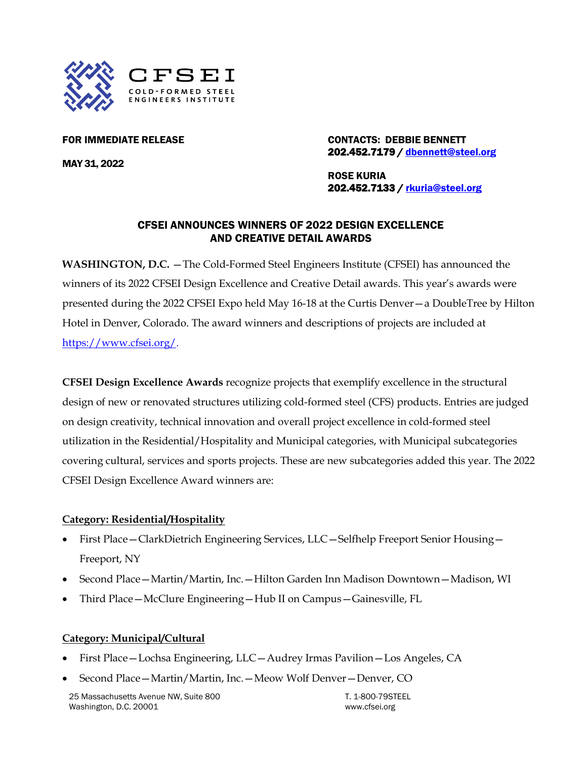CFSEI
COLD-FORMED STEEL ENGINEERS INSTITUTE

**FOR IMMEDIATE RELEASE**

**MAY 31, 2022**

**CONTACTS: DEBBIE BENNETT**
**202.452.7179 / [dbennett@steel.org](mailto:dbennett@steel.org)**

**ROSE KURIA**
**202.452.7133 / [rkuria@steel.org](mailto:rkuria@steel.org)**

## CFSEI ANNOUNCES WINNERS OF 2022 DESIGN EXCELLENCE AND CREATIVE DETAIL AWARDS

**WASHINGTON, D.C.** —The Cold-Formed Steel Engineers Institute (CFSEI) has announced the winners of its 2022 CFSEI Design Excellence and Creative Detail awards. This year's awards were presented during the 2022 CFSEI Expo held May 16-18 at the Curtis Denver—a DoubleTree by Hilton Hotel in Denver, Colorado. The award winners and descriptions of projects are included at [https://www.cfsei.org/](https://www.cfsei.org/).

**CFSEI Design Excellence Awards** recognize projects that exemplify excellence in the structural design of new or renovated structures utilizing cold-formed steel (CFS) products. Entries are judged on design creativity, technical innovation and overall project excellence in cold-formed steel utilization in the Residential/Hospitality and Municipal categories, with Municipal subcategories covering cultural, services and sports projects. These are new subcategories added this year. The 2022 CFSEI Design Excellence Award winners are:

**Category: Residential/Hospitality**

- First Place—ClarkDietrich Engineering Services, LLC—Selfhelp Freeport Senior Housing—Freeport, NY
- Second Place—Martin/Martin, Inc.—Hilton Garden Inn Madison Downtown—Madison, WI
- Third Place—McClure Engineering—Hub II on Campus—Gainesville, FL

**Category: Municipal/Cultural**

- First Place—Lochsa Engineering, LLC—Audrey Irmas Pavilion—Los Angeles, CA
- Second Place—Martin/Martin, Inc.—Meow Wolf Denver—Denver, CO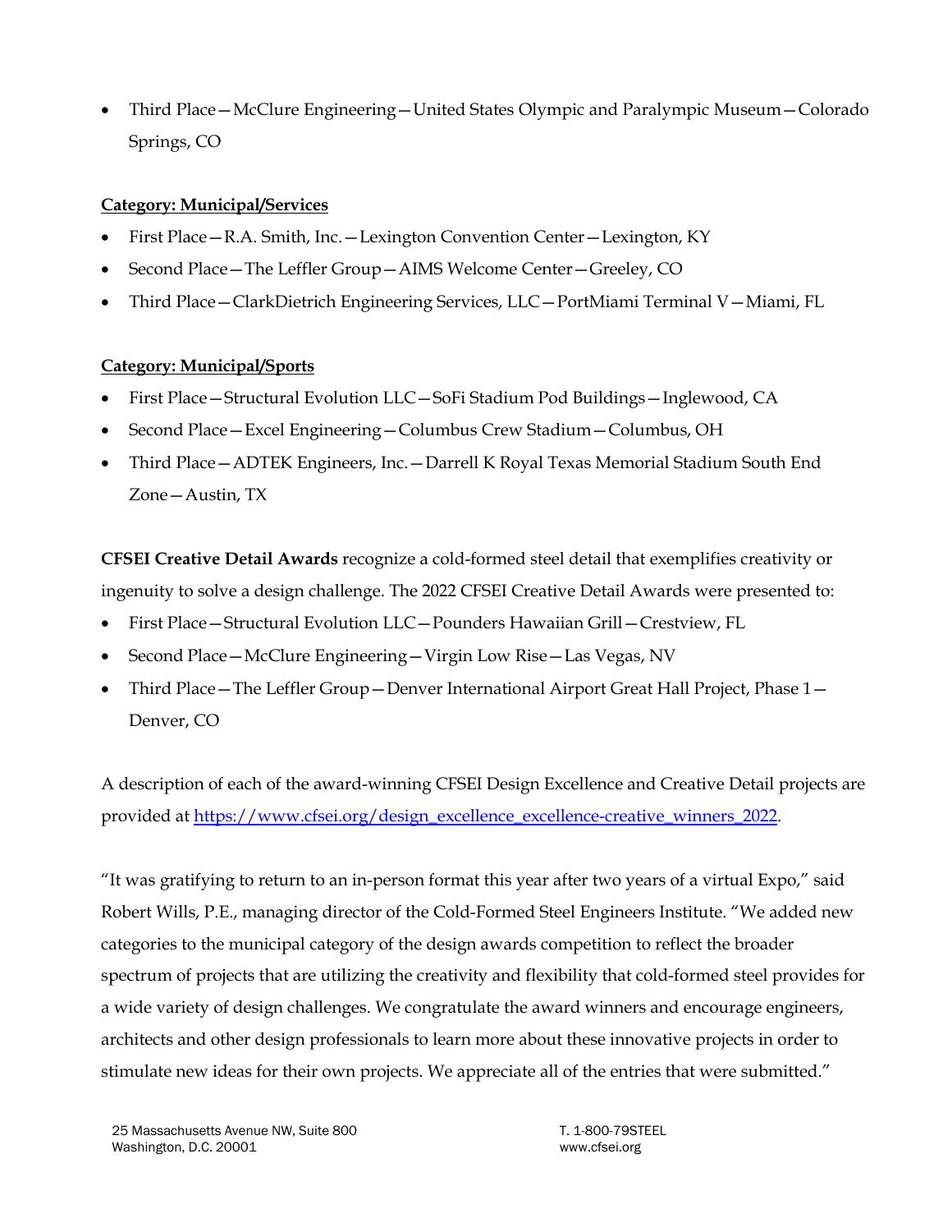- Third Place—McClure Engineering—United States Olympic and Paralympic Museum—Colorado Springs, CO

**Category: Municipal/Services**

- First Place—R.A. Smith, Inc.—Lexington Convention Center—Lexington, KY
- Second Place—The Leffler Group—AIMS Welcome Center—Greeley, CO
- Third Place—ClarkDietrich Engineering Services, LLC—PortMiami Terminal V—Miami, FL

**Category: Municipal/Sports**

- First Place—Structural Evolution LLC—SoFi Stadium Pod Buildings—Inglewood, CA
- Second Place—Excel Engineering—Columbus Crew Stadium—Columbus, OH
- Third Place—ADTEK Engineers, Inc.—Darrell K Royal Texas Memorial Stadium South End Zone—Austin, TX

**CFSEI Creative Detail Awards** recognize a cold-formed steel detail that exemplifies creativity or ingenuity to solve a design challenge. The 2022 CFSEI Creative Detail Awards were presented to:

- First Place—Structural Evolution LLC—Pounders Hawaiian Grill—Crestview, FL
- Second Place—McClure Engineering—Virgin Low Rise—Las Vegas, NV
- Third Place—The Leffler Group—Denver International Airport Great Hall Project, Phase 1—Denver, CO

A description of each of the award-winning CFSEI Design Excellence and Creative Detail projects are provided at https://www.cfsei.org/design_excellence_excellence-creative_winners_2022.

"It was gratifying to return to an in-person format this year after two years of a virtual Expo," said Robert Wills, P.E., managing director of the Cold-Formed Steel Engineers Institute. "We added new categories to the municipal category of the design awards competition to reflect the broader spectrum of projects that are utilizing the creativity and flexibility that cold-formed steel provides for a wide variety of design challenges. We congratulate the award winners and encourage engineers, architects and other design professionals to learn more about these innovative projects in order to stimulate new ideas for their own projects. We appreciate all of the entries that were submitted."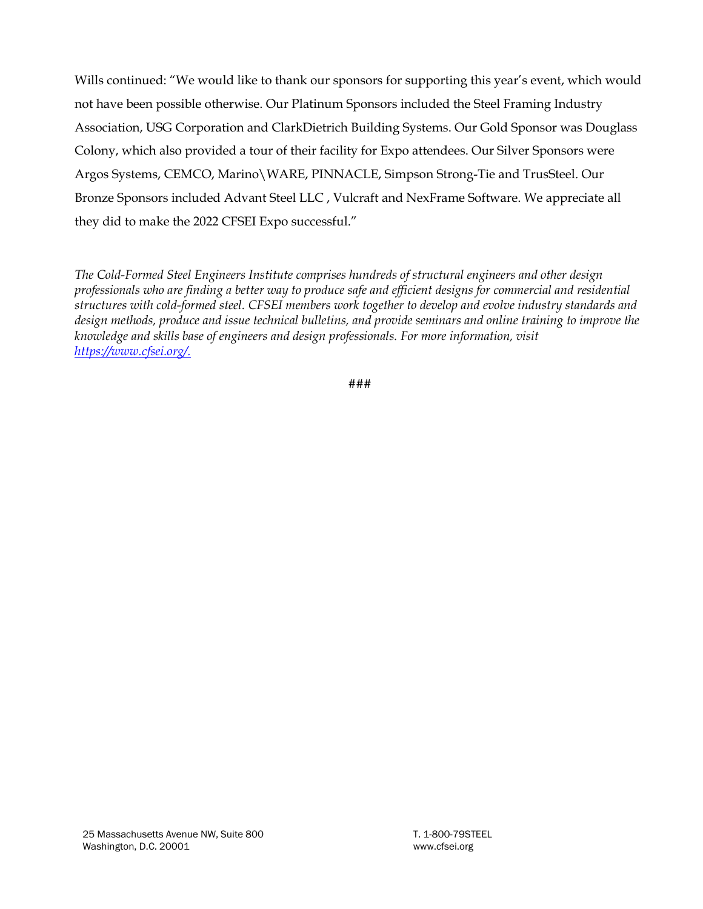Wills continued: “We would like to thank our sponsors for supporting this year’s event, which would not have been possible otherwise. Our Platinum Sponsors included the Steel Framing Industry Association, USG Corporation and ClarkDietrich Building Systems. Our Gold Sponsor was Douglass Colony, which also provided a tour of their facility for Expo attendees. Our Silver Sponsors were Argos Systems, CEMCO, Marino\WARE, PINNACLE, Simpson Strong-Tie and TrusSteel. Our Bronze Sponsors included Advant Steel LLC , Vulcraft and NexFrame Software. We appreciate all they did to make the 2022 CFSEI Expo successful.”

*The Cold-Formed Steel Engineers Institute comprises hundreds of structural engineers and other design professionals who are finding a better way to produce safe and efficient designs for commercial and residential structures with cold-formed steel. CFSEI members work together to develop and evolve industry standards and design methods, produce and issue technical bulletins, and provide seminars and online training to improve the knowledge and skills base of engineers and design professionals. For more information, visit [https://www.cfsei.org/.](https://www.cfsei.org/)*

###

25 Massachusetts Avenue NW, Suite 800
Washington, D.C. 20001

T. 1-800-79STEEL
www.cfsei.org